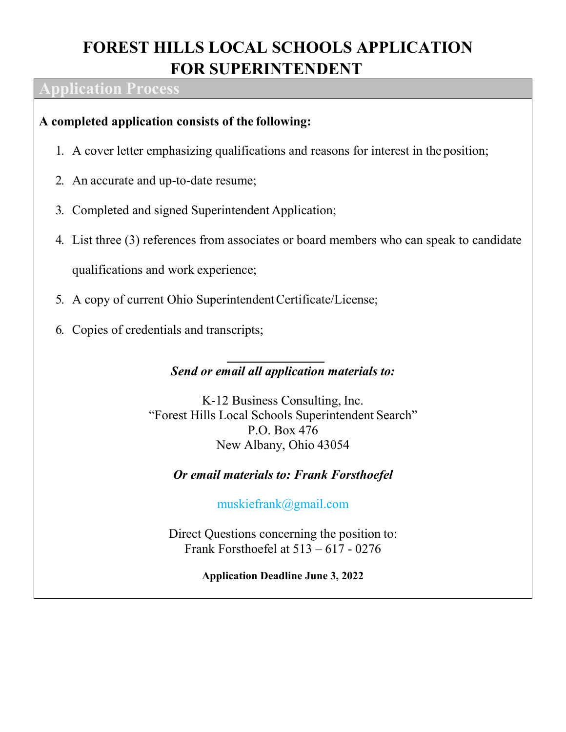# FOREST HILLS LOCAL SCHOOLS APPLICATION FOR SUPERINTENDENT

## Application Process

**A completed application consists of the following:**

1. A cover letter emphasizing qualifications and reasons for interest in the position;
2. An accurate and up-to-date resume;
3. Completed and signed Superintendent Application;
4. List three (3) references from associates or board members who can speak to candidate qualifications and work experience;
5. A copy of current Ohio Superintendent Certificate/License;
6. Copies of credentials and transcripts;

***Send or email all application materials to:***

K-12 Business Consulting, Inc.
"Forest Hills Local Schools Superintendent Search"
P.O. Box 476
New Albany, Ohio 43054

***Or email materials to: Frank Forsthoefel***

muskiefrank@gmail.com

Direct Questions concerning the position to:
Frank Forsthoefel at 513 – 617 - 0276

**Application Deadline June 3, 2022**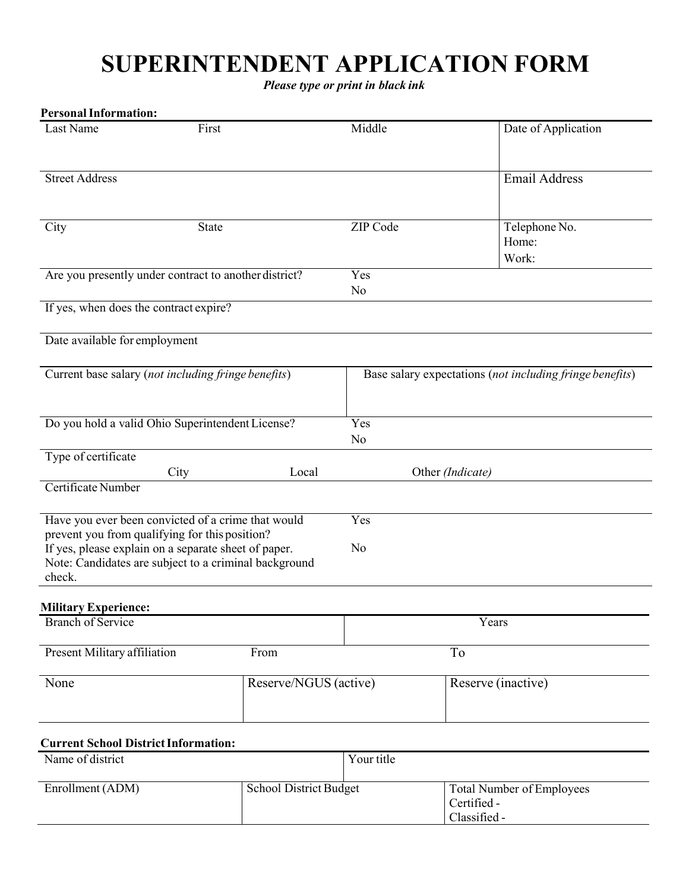# SUPERINTENDENT APPLICATION FORM

*Please type or print in black ink*

**Personal Information:**

| Last Name | First | Middle | Date of Application |
|---|---|---|---|
| Street Address | | | Email Address |
| City | State | ZIP Code | Telephone No.<br>Home:<br>Work: |
| Are you presently under contract to another district? | | Yes<br>No | |
| If yes, when does the contract expire? | | | |
| Date available for employment | | | |

| Current base salary (*not including fringe benefits*) | Base salary expectations (*not including fringe benefits*) |
|---|---|

| Do you hold a valid Ohio Superintendent License? | Yes<br>No | |
|---|---|---|
| Type of certificate<br>City | Local | Other *(Indicate)* |
| Certificate Number | | |
| Have you ever been convicted of a crime that would prevent you from qualifying for this position?<br>If yes, please explain on a separate sheet of paper.<br>Note: Candidates are subject to a criminal background check. | Yes<br>No | |

**Military Experience:**

| Branch of Service | | Years |
|---|---|---|
| Present Military affiliation | From | To |
| None | Reserve/NGUS (active) | Reserve (inactive) |

**Current School District Information:**

| Name of district | | Your title |
|---|---|---|
| Enrollment (ADM) | School District Budget | Total Number of Employees<br>Certified -<br>Classified - |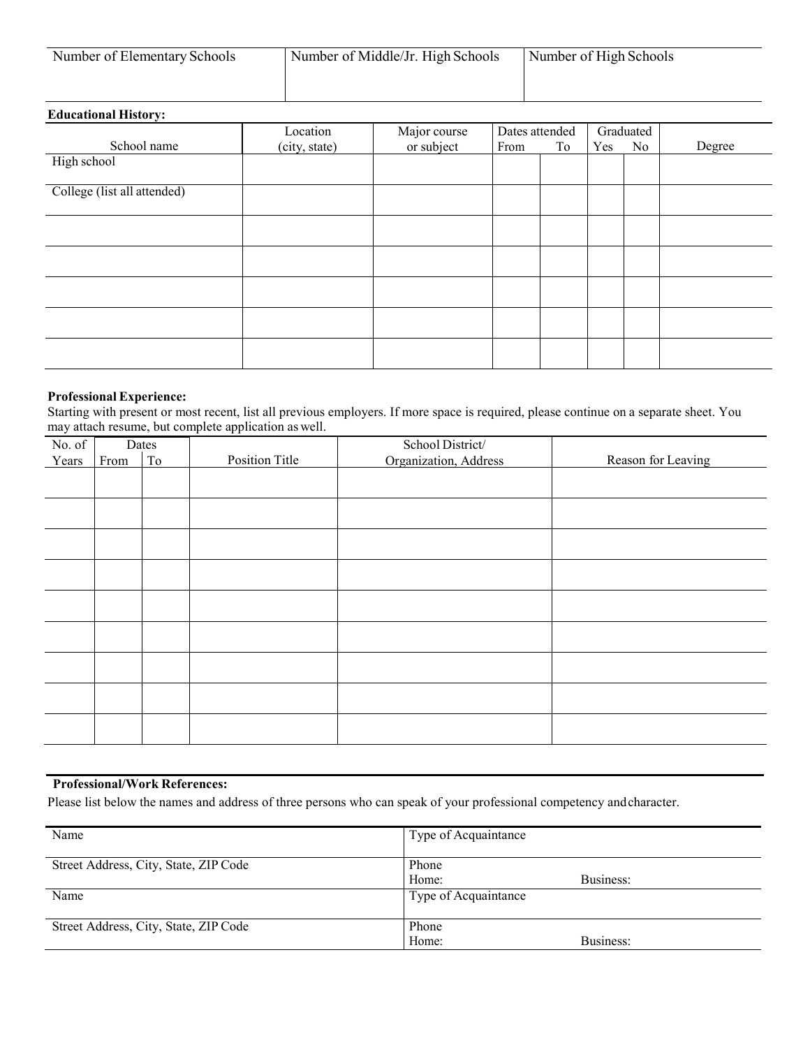| Number of Elementary Schools | Number of Middle/Jr. High Schools | Number of High Schools |
|---|---|---|
| | | |

**Educational History:**

| School name | Location (city, state) | Major course or subject | Dates attended From | To | Graduated Yes | No | Degree |
|---|---|---|---|---|---|---|---|
| High school | | | | | | | |
| College (list all attended) | | | | | | | |
| | | | | | | | |
| | | | | | | | |
| | | | | | | | |
| | | | | | | | |
| | | | | | | | |

**Professional Experience:**

Starting with present or most recent, list all previous employers. If more space is required, please continue on a separate sheet. You may attach resume, but complete application as well.

| No. of Years | Dates From | To | Position Title | School District/ Organization, Address | Reason for Leaving |
|---|---|---|---|---|---|
| | | | | | |
| | | | | | |
| | | | | | |
| | | | | | |
| | | | | | |
| | | | | | |
| | | | | | |
| | | | | | |
| | | | | | |

**Professional/Work References:**

Please list below the names and address of three persons who can speak of your professional competency and character.

| Name | Type of Acquaintance |
|---|---|
| Street Address, City, State, ZIP Code | Phone<br>Home: Business: |
| Name | Type of Acquaintance |
| Street Address, City, State, ZIP Code | Phone<br>Home: Business: |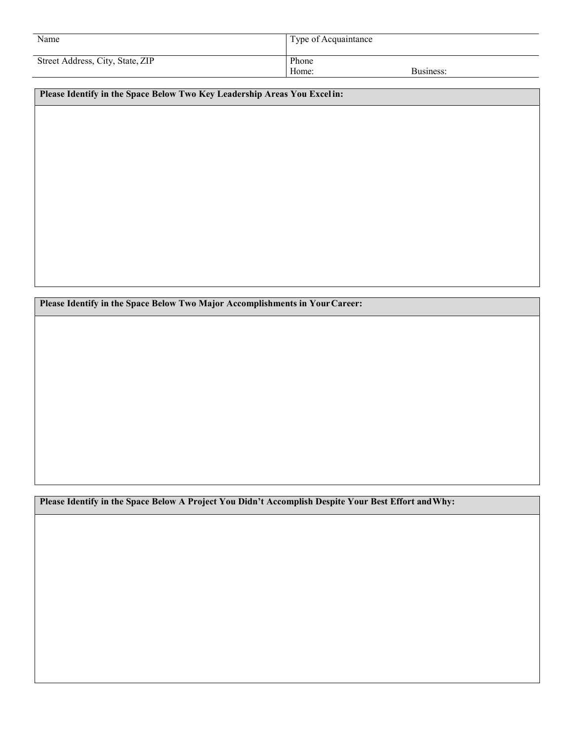| Name | Type of Acquaintance |
|---|---|
| Street Address, City, State, ZIP | Phone<br>Home: Business: |

| Please Identify in the Space Below Two Key Leadership Areas You Excel in: |
|---|
| |

| Please Identify in the Space Below Two Major Accomplishments in Your Career: |
|---|
| |

| Please Identify in the Space Below A Project You Didn't Accomplish Despite Your Best Effort and Why: |
|---|
| |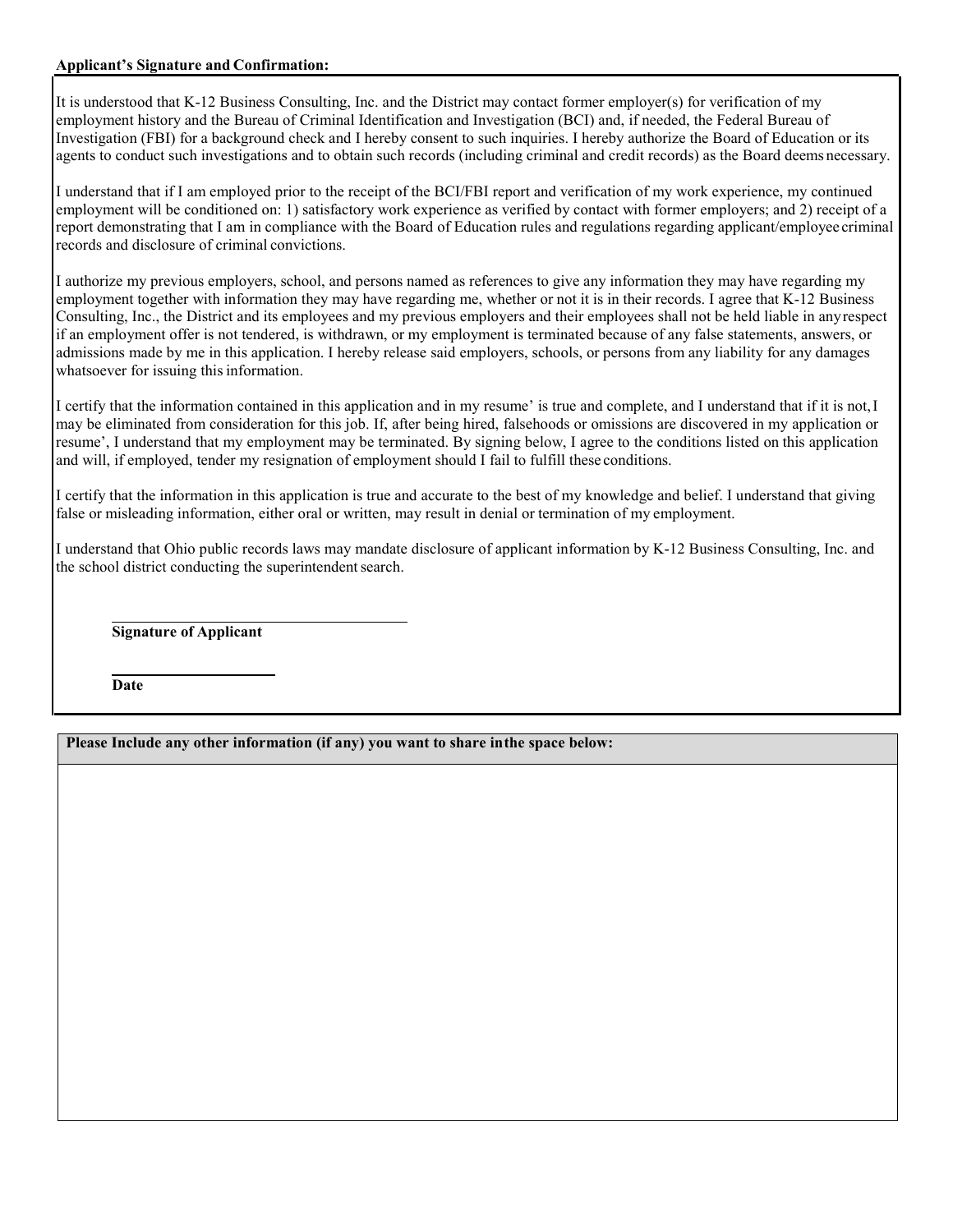**Applicant's Signature and Confirmation:**

It is understood that K-12 Business Consulting, Inc. and the District may contact former employer(s) for verification of my employment history and the Bureau of Criminal Identification and Investigation (BCI) and, if needed, the Federal Bureau of Investigation (FBI) for a background check and I hereby consent to such inquiries. I hereby authorize the Board of Education or its agents to conduct such investigations and to obtain such records (including criminal and credit records) as the Board deems necessary.

I understand that if I am employed prior to the receipt of the BCI/FBI report and verification of my work experience, my continued employment will be conditioned on: 1) satisfactory work experience as verified by contact with former employers; and 2) receipt of a report demonstrating that I am in compliance with the Board of Education rules and regulations regarding applicant/employee criminal records and disclosure of criminal convictions.

I authorize my previous employers, school, and persons named as references to give any information they may have regarding my employment together with information they may have regarding me, whether or not it is in their records. I agree that K-12 Business Consulting, Inc., the District and its employees and my previous employers and their employees shall not be held liable in any respect if an employment offer is not tendered, is withdrawn, or my employment is terminated because of any false statements, answers, or admissions made by me in this application. I hereby release said employers, schools, or persons from any liability for any damages whatsoever for issuing this information.

I certify that the information contained in this application and in my resume' is true and complete, and I understand that if it is not, I may be eliminated from consideration for this job. If, after being hired, falsehoods or omissions are discovered in my application or resume', I understand that my employment may be terminated. By signing below, I agree to the conditions listed on this application and will, if employed, tender my resignation of employment should I fail to fulfill these conditions.

I certify that the information in this application is true and accurate to the best of my knowledge and belief. I understand that giving false or misleading information, either oral or written, may result in denial or termination of my employment.

I understand that Ohio public records laws may mandate disclosure of applicant information by K-12 Business Consulting, Inc. and the school district conducting the superintendent search.

\_\_\_\_\_\_\_\_\_\_\_\_\_\_\_\_\_\_\_\_\_\_\_\_\_\_\_\_\_\_\_\_\_\_\_\_\_\_

**Signature of Applicant**

\_\_\_\_\_\_\_\_\_\_\_\_\_\_\_\_\_\_\_\_\_\_

**Date**

**Please Include any other information (if any) you want to share in the space below:**